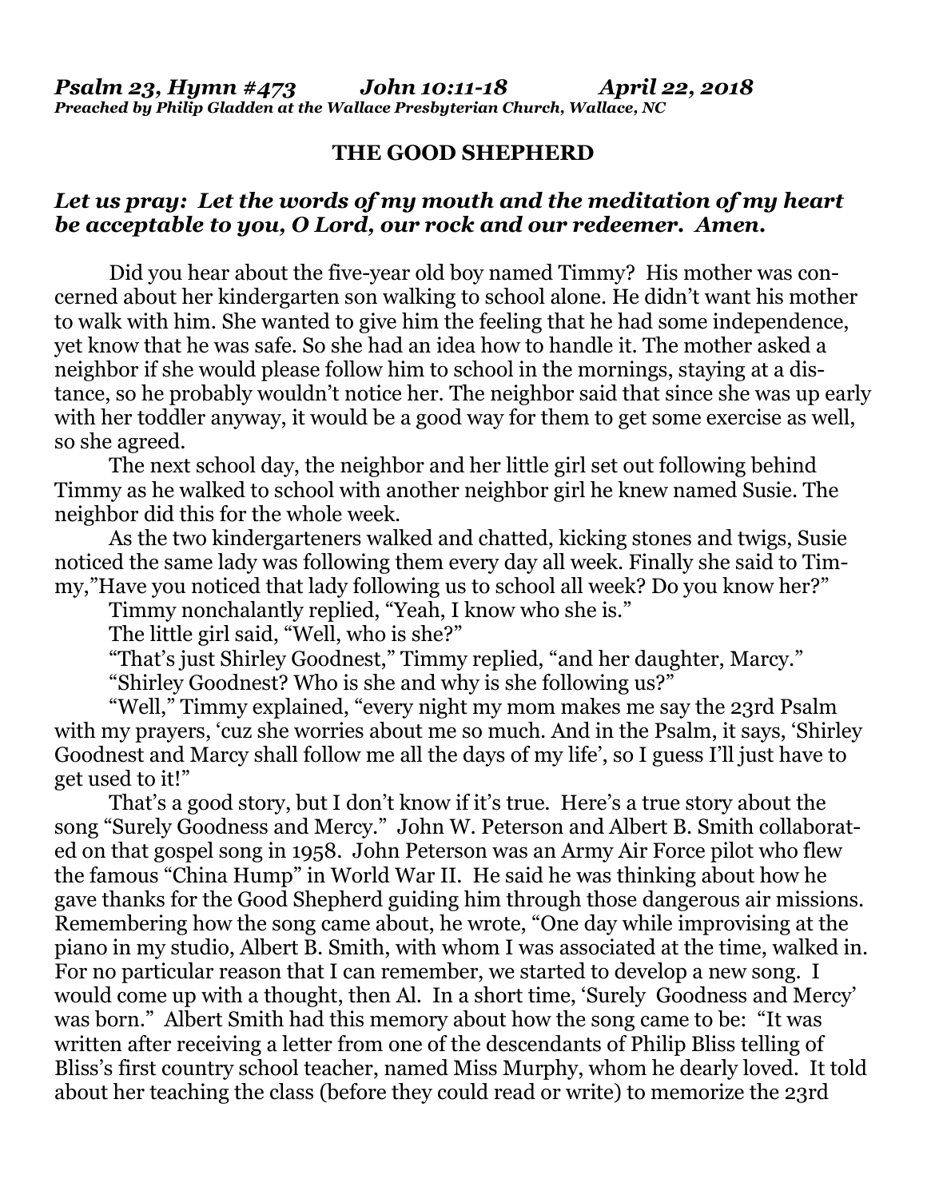***Psalm 23, Hymn #473 John 10:11-18 April 22, 2018***
***Preached by Philip Gladden at the Wallace Presbyterian Church, Wallace, NC***

## THE GOOD SHEPHERD

***Let us pray: Let the words of my mouth and the meditation of my heart be acceptable to you, O Lord, our rock and our redeemer. Amen.***

Did you hear about the five-year old boy named Timmy? His mother was concerned about her kindergarten son walking to school alone. He didn't want his mother to walk with him. She wanted to give him the feeling that he had some independence, yet know that he was safe. So she had an idea how to handle it. The mother asked a neighbor if she would please follow him to school in the mornings, staying at a distance, so he probably wouldn't notice her. The neighbor said that since she was up early with her toddler anyway, it would be a good way for them to get some exercise as well, so she agreed.

The next school day, the neighbor and her little girl set out following behind Timmy as he walked to school with another neighbor girl he knew named Susie. The neighbor did this for the whole week.

As the two kindergarteners walked and chatted, kicking stones and twigs, Susie noticed the same lady was following them every day all week. Finally she said to Timmy,"Have you noticed that lady following us to school all week? Do you know her?"

Timmy nonchalantly replied, "Yeah, I know who she is."

The little girl said, "Well, who is she?"

"That's just Shirley Goodnest," Timmy replied, "and her daughter, Marcy."

"Shirley Goodnest? Who is she and why is she following us?"

"Well," Timmy explained, "every night my mom makes me say the 23rd Psalm with my prayers, 'cuz she worries about me so much. And in the Psalm, it says, 'Shirley Goodnest and Marcy shall follow me all the days of my life', so I guess I'll just have to get used to it!"

That's a good story, but I don't know if it's true. Here's a true story about the song "Surely Goodness and Mercy." John W. Peterson and Albert B. Smith collaborated on that gospel song in 1958. John Peterson was an Army Air Force pilot who flew the famous "China Hump" in World War II. He said he was thinking about how he gave thanks for the Good Shepherd guiding him through those dangerous air missions. Remembering how the song came about, he wrote, "One day while improvising at the piano in my studio, Albert B. Smith, with whom I was associated at the time, walked in. For no particular reason that I can remember, we started to develop a new song. I would come up with a thought, then Al. In a short time, 'Surely Goodness and Mercy' was born." Albert Smith had this memory about how the song came to be: "It was written after receiving a letter from one of the descendants of Philip Bliss telling of Bliss's first country school teacher, named Miss Murphy, whom he dearly loved. It told about her teaching the class (before they could read or write) to memorize the 23rd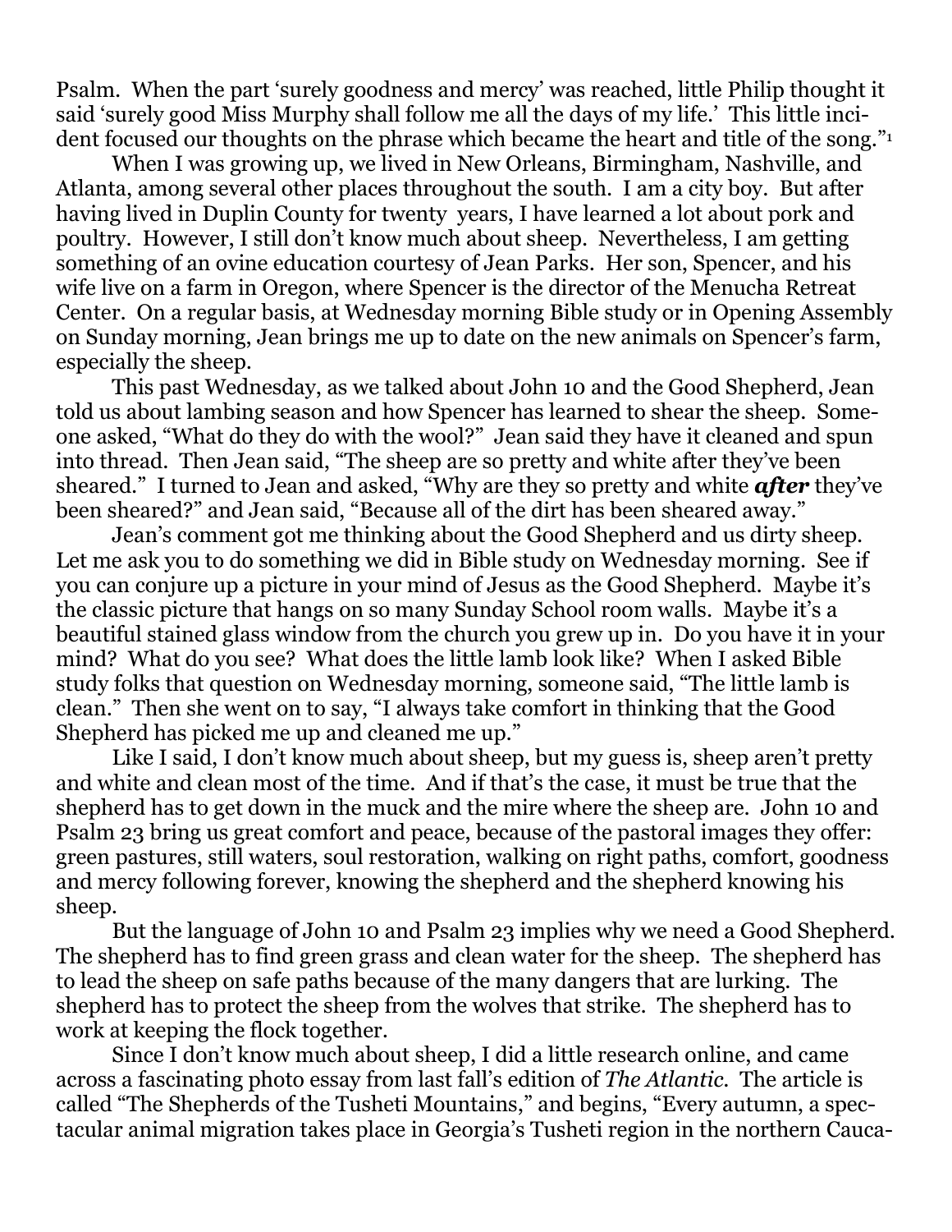Psalm. When the part 'surely goodness and mercy' was reached, little Philip thought it said 'surely good Miss Murphy shall follow me all the days of my life.' This little incident focused our thoughts on the phrase which became the heart and title of the song."[1]

When I was growing up, we lived in New Orleans, Birmingham, Nashville, and Atlanta, among several other places throughout the south. I am a city boy. But after having lived in Duplin County for twenty years, I have learned a lot about pork and poultry. However, I still don't know much about sheep. Nevertheless, I am getting something of an ovine education courtesy of Jean Parks. Her son, Spencer, and his wife live on a farm in Oregon, where Spencer is the director of the Menucha Retreat Center. On a regular basis, at Wednesday morning Bible study or in Opening Assembly on Sunday morning, Jean brings me up to date on the new animals on Spencer's farm, especially the sheep.

This past Wednesday, as we talked about John 10 and the Good Shepherd, Jean told us about lambing season and how Spencer has learned to shear the sheep. Someone asked, "What do they do with the wool?" Jean said they have it cleaned and spun into thread. Then Jean said, "The sheep are so pretty and white after they've been sheared." I turned to Jean and asked, "Why are they so pretty and white ***after*** they've been sheared?" and Jean said, "Because all of the dirt has been sheared away."

Jean's comment got me thinking about the Good Shepherd and us dirty sheep. Let me ask you to do something we did in Bible study on Wednesday morning. See if you can conjure up a picture in your mind of Jesus as the Good Shepherd. Maybe it's the classic picture that hangs on so many Sunday School room walls. Maybe it's a beautiful stained glass window from the church you grew up in. Do you have it in your mind? What do you see? What does the little lamb look like? When I asked Bible study folks that question on Wednesday morning, someone said, "The little lamb is clean." Then she went on to say, "I always take comfort in thinking that the Good Shepherd has picked me up and cleaned me up."

Like I said, I don't know much about sheep, but my guess is, sheep aren't pretty and white and clean most of the time. And if that's the case, it must be true that the shepherd has to get down in the muck and the mire where the sheep are. John 10 and Psalm 23 bring us great comfort and peace, because of the pastoral images they offer: green pastures, still waters, soul restoration, walking on right paths, comfort, goodness and mercy following forever, knowing the shepherd and the shepherd knowing his sheep.

But the language of John 10 and Psalm 23 implies why we need a Good Shepherd. The shepherd has to find green grass and clean water for the sheep. The shepherd has to lead the sheep on safe paths because of the many dangers that are lurking. The shepherd has to protect the sheep from the wolves that strike. The shepherd has to work at keeping the flock together.

Since I don't know much about sheep, I did a little research online, and came across a fascinating photo essay from last fall's edition of *The Atlantic*. The article is called "The Shepherds of the Tusheti Mountains," and begins, "Every autumn, a spectacular animal migration takes place in Georgia's Tusheti region in the northern Cauca-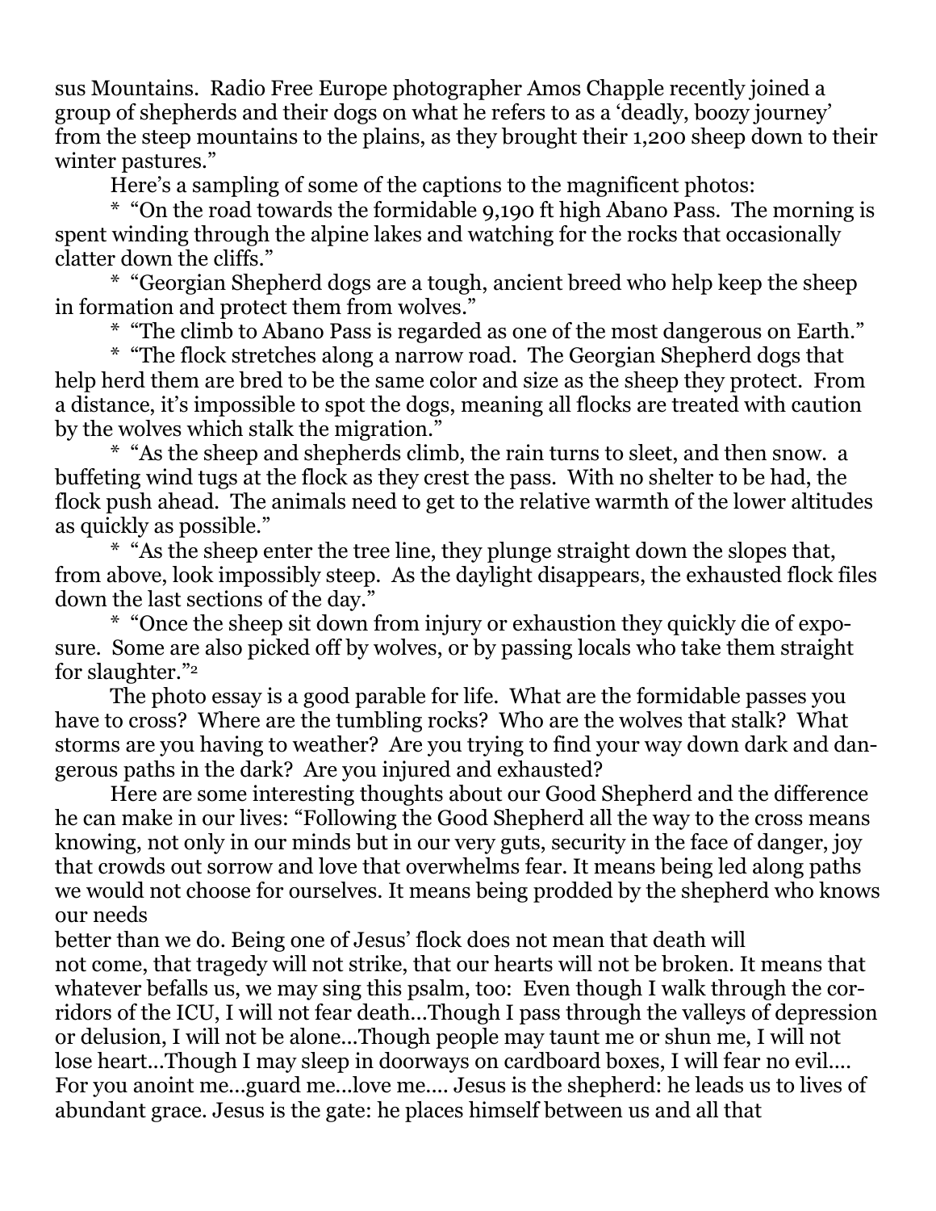sus Mountains. Radio Free Europe photographer Amos Chapple recently joined a group of shepherds and their dogs on what he refers to as a 'deadly, boozy journey' from the steep mountains to the plains, as they brought their 1,200 sheep down to their winter pastures."

Here's a sampling of some of the captions to the magnificent photos:

* "On the road towards the formidable 9,190 ft high Abano Pass. The morning is spent winding through the alpine lakes and watching for the rocks that occasionally clatter down the cliffs."

* "Georgian Shepherd dogs are a tough, ancient breed who help keep the sheep in formation and protect them from wolves."

* "The climb to Abano Pass is regarded as one of the most dangerous on Earth."

* "The flock stretches along a narrow road. The Georgian Shepherd dogs that help herd them are bred to be the same color and size as the sheep they protect. From a distance, it's impossible to spot the dogs, meaning all flocks are treated with caution by the wolves which stalk the migration."

* "As the sheep and shepherds climb, the rain turns to sleet, and then snow. a buffeting wind tugs at the flock as they crest the pass. With no shelter to be had, the flock push ahead. The animals need to get to the relative warmth of the lower altitudes as quickly as possible."

* "As the sheep enter the tree line, they plunge straight down the slopes that, from above, look impossibly steep. As the daylight disappears, the exhausted flock files down the last sections of the day."

* "Once the sheep sit down from injury or exhaustion they quickly die of exposure. Some are also picked off by wolves, or by passing locals who take them straight for slaughter."[2]

The photo essay is a good parable for life. What are the formidable passes you have to cross? Where are the tumbling rocks? Who are the wolves that stalk? What storms are you having to weather? Are you trying to find your way down dark and dangerous paths in the dark? Are you injured and exhausted?

Here are some interesting thoughts about our Good Shepherd and the difference he can make in our lives: "Following the Good Shepherd all the way to the cross means knowing, not only in our minds but in our very guts, security in the face of danger, joy that crowds out sorrow and love that overwhelms fear. It means being led along paths we would not choose for ourselves. It means being prodded by the shepherd who knows our needs better than we do. Being one of Jesus' flock does not mean that death will not come, that tragedy will not strike, that our hearts will not be broken. It means that whatever befalls us, we may sing this psalm, too: Even though I walk through the corridors of the ICU, I will not fear death…Though I pass through the valleys of depression or delusion, I will not be alone…Though people may taunt me or shun me, I will not lose heart…Though I may sleep in doorways on cardboard boxes, I will fear no evil…. For you anoint me…guard me…love me…. Jesus is the shepherd: he leads us to lives of abundant grace. Jesus is the gate: he places himself between us and all that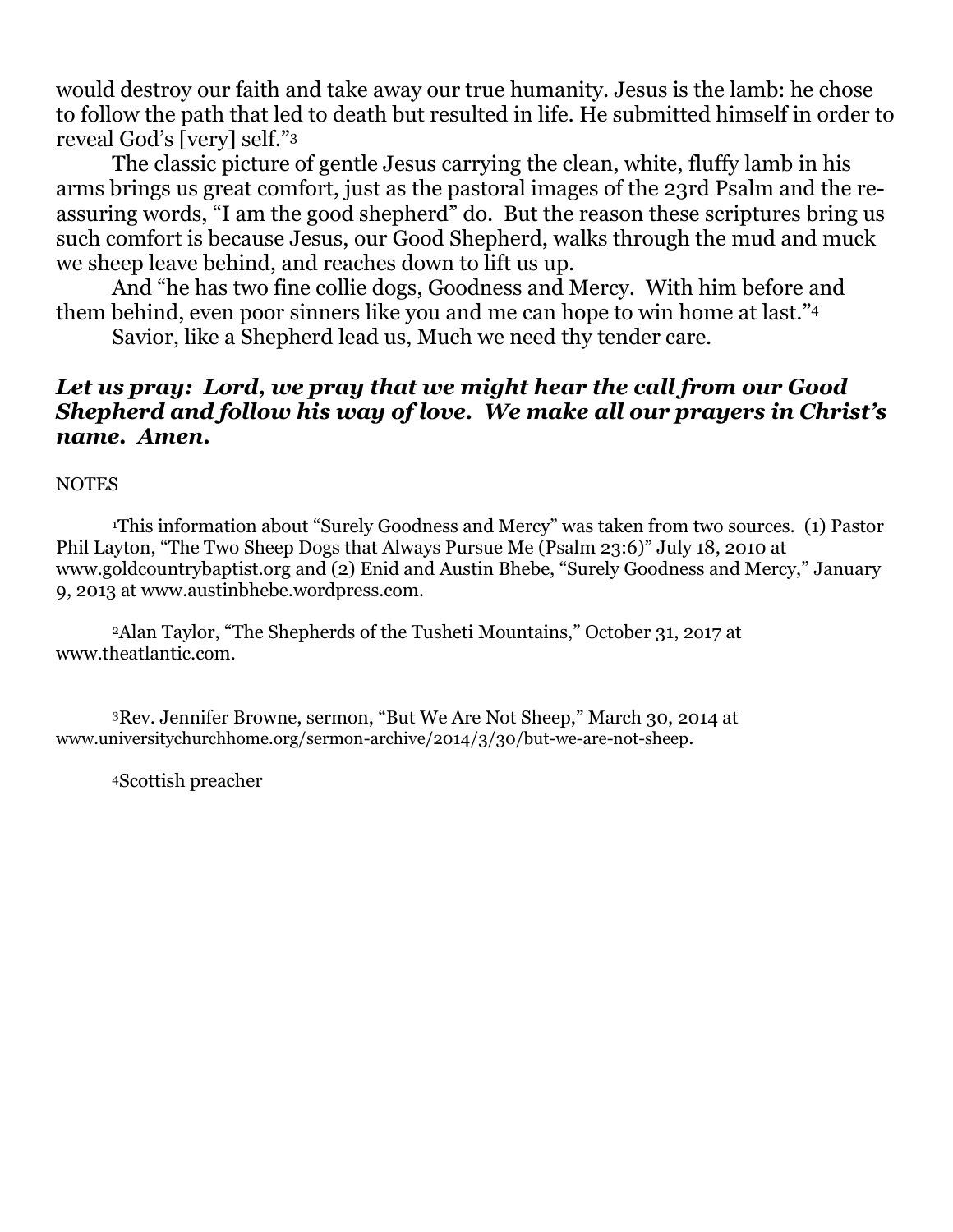would destroy our faith and take away our true humanity. Jesus is the lamb: he chose to follow the path that led to death but resulted in life. He submitted himself in order to reveal God's [very] self."[3]

The classic picture of gentle Jesus carrying the clean, white, fluffy lamb in his arms brings us great comfort, just as the pastoral images of the 23rd Psalm and the re-assuring words, "I am the good shepherd" do. But the reason these scriptures bring us such comfort is because Jesus, our Good Shepherd, walks through the mud and muck we sheep leave behind, and reaches down to lift us up.

And "he has two fine collie dogs, Goodness and Mercy. With him before and them behind, even poor sinners like you and me can hope to win home at last."[4]

Savior, like a Shepherd lead us, Much we need thy tender care.

***Let us pray: Lord, we pray that we might hear the call from our Good Shepherd and follow his way of love. We make all our prayers in Christ's name. Amen.***

NOTES

[1]This information about "Surely Goodness and Mercy" was taken from two sources. (1) Pastor Phil Layton, "The Two Sheep Dogs that Always Pursue Me (Psalm 23:6)" July 18, 2010 at www.goldcountrybaptist.org and (2) Enid and Austin Bhebe, "Surely Goodness and Mercy," January 9, 2013 at www.austinbhebe.wordpress.com.

[2]Alan Taylor, "The Shepherds of the Tusheti Mountains," October 31, 2017 at www.theatlantic.com.

[3]Rev. Jennifer Browne, sermon, "But We Are Not Sheep," March 30, 2014 at www.universitychurchhome.org/sermon-archive/2014/3/30/but-we-are-not-sheep.

[4]Scottish preacher